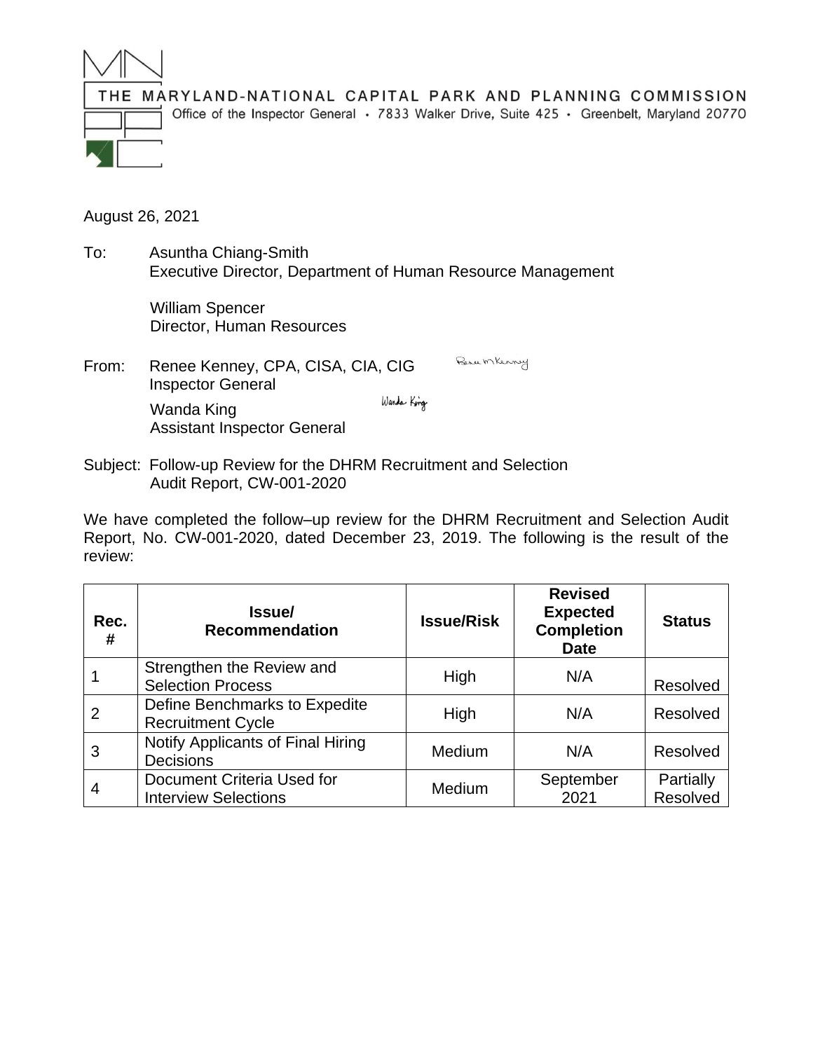THE MARYLAND-NATIONAL CAPITAL PARK AND PLANNING COMMISSION
Office of the Inspector General • 7833 Walker Drive, Suite 425 • Greenbelt, Maryland 20770

August 26, 2021

To: Asuntha Chiang-Smith
Executive Director, Department of Human Resource Management

William Spencer
Director, Human Resources

From: Renee Kenney, CPA, CISA, CIA, CIG
Inspector General

Wanda King
Assistant Inspector General

Subject: Follow-up Review for the DHRM Recruitment and Selection Audit Report, CW-001-2020

We have completed the follow–up review for the DHRM Recruitment and Selection Audit Report, No. CW-001-2020, dated December 23, 2019. The following is the result of the review:

| Rec. # | Issue/ Recommendation | Issue/Risk | Revised Expected Completion Date | Status |
|---|---|---|---|---|
| 1 | Strengthen the Review and Selection Process | High | N/A | Resolved |
| 2 | Define Benchmarks to Expedite Recruitment Cycle | High | N/A | Resolved |
| 3 | Notify Applicants of Final Hiring Decisions | Medium | N/A | Resolved |
| 4 | Document Criteria Used for Interview Selections | Medium | September 2021 | Partially Resolved |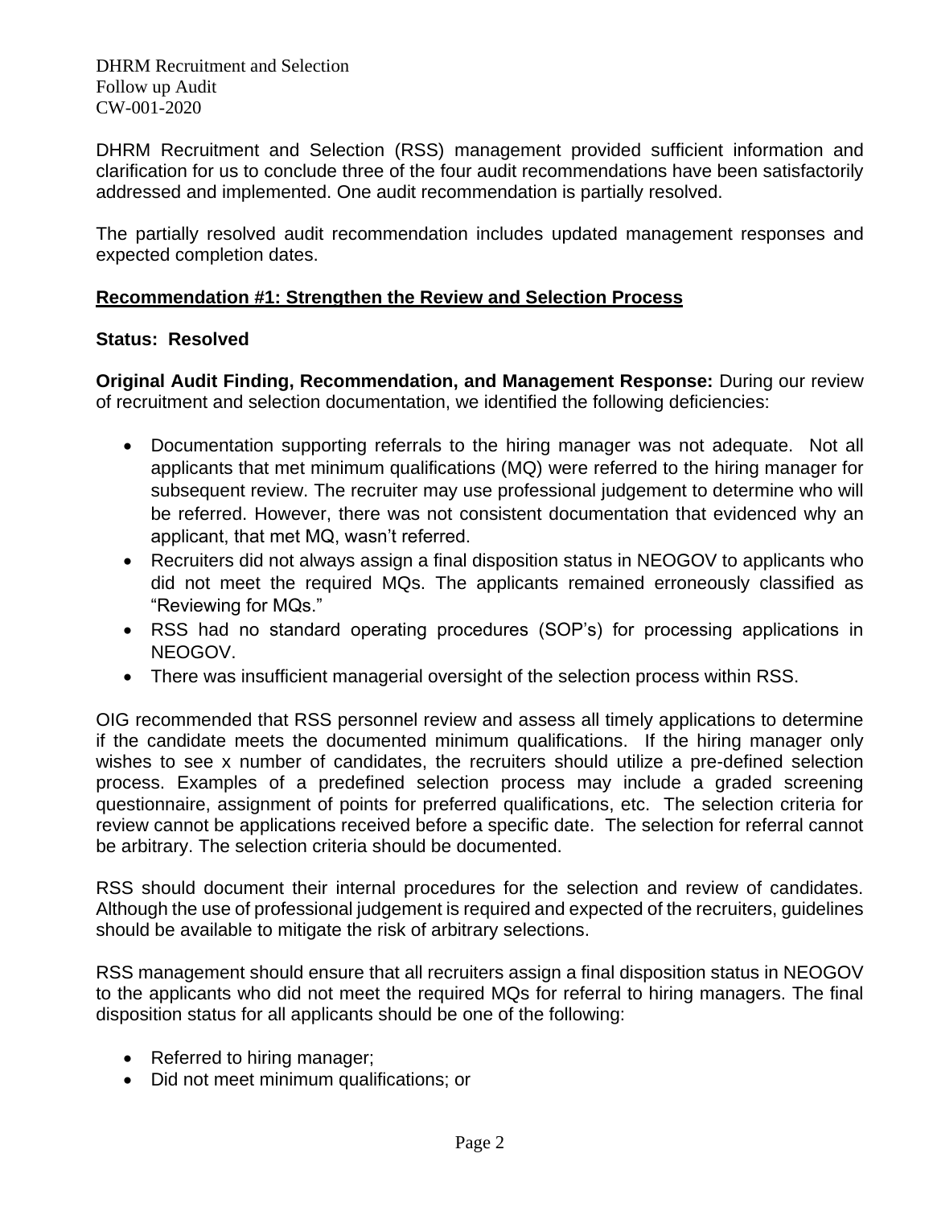DHRM Recruitment and Selection (RSS) management provided sufficient information and clarification for us to conclude three of the four audit recommendations have been satisfactorily addressed and implemented. One audit recommendation is partially resolved.

The partially resolved audit recommendation includes updated management responses and expected completion dates.

## Recommendation #1: Strengthen the Review and Selection Process

**Status: Resolved**

**Original Audit Finding, Recommendation, and Management Response:** During our review of recruitment and selection documentation, we identified the following deficiencies:

- Documentation supporting referrals to the hiring manager was not adequate. Not all applicants that met minimum qualifications (MQ) were referred to the hiring manager for subsequent review. The recruiter may use professional judgement to determine who will be referred. However, there was not consistent documentation that evidenced why an applicant, that met MQ, wasn't referred.
- Recruiters did not always assign a final disposition status in NEOGOV to applicants who did not meet the required MQs. The applicants remained erroneously classified as "Reviewing for MQs."
- RSS had no standard operating procedures (SOP's) for processing applications in NEOGOV.
- There was insufficient managerial oversight of the selection process within RSS.

OIG recommended that RSS personnel review and assess all timely applications to determine if the candidate meets the documented minimum qualifications. If the hiring manager only wishes to see x number of candidates, the recruiters should utilize a pre-defined selection process. Examples of a predefined selection process may include a graded screening questionnaire, assignment of points for preferred qualifications, etc. The selection criteria for review cannot be applications received before a specific date. The selection for referral cannot be arbitrary. The selection criteria should be documented.

RSS should document their internal procedures for the selection and review of candidates. Although the use of professional judgement is required and expected of the recruiters, guidelines should be available to mitigate the risk of arbitrary selections.

RSS management should ensure that all recruiters assign a final disposition status in NEOGOV to the applicants who did not meet the required MQs for referral to hiring managers. The final disposition status for all applicants should be one of the following:

- Referred to hiring manager;
- Did not meet minimum qualifications; or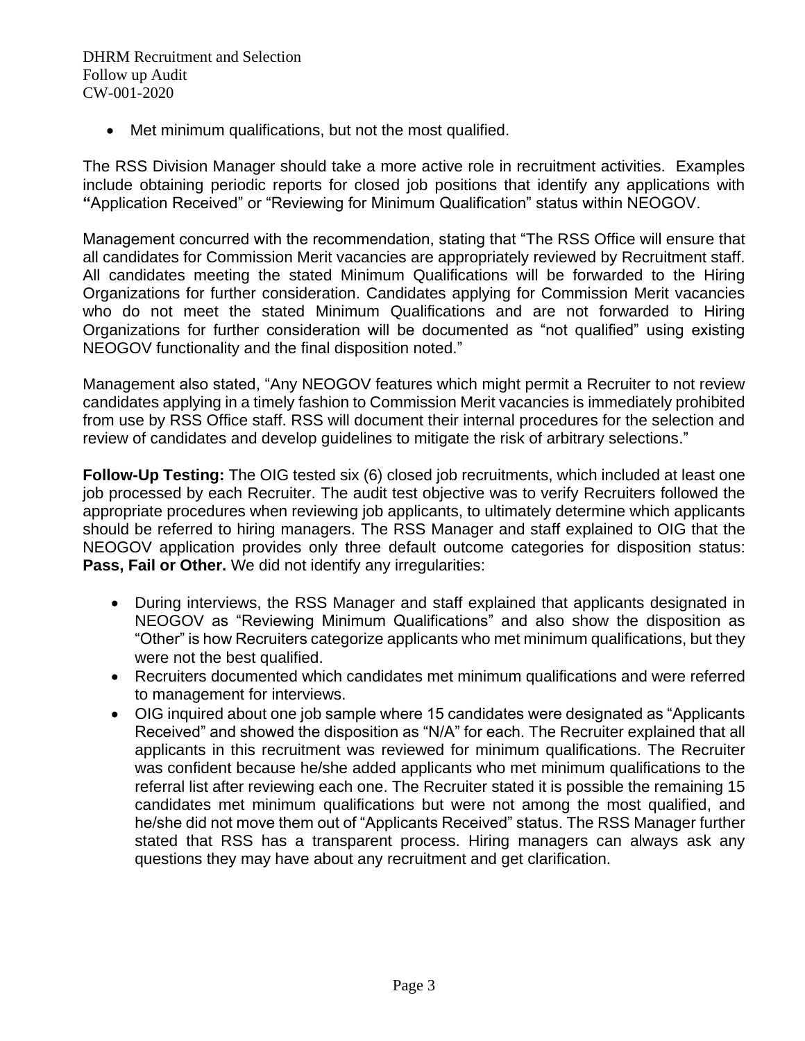- Met minimum qualifications, but not the most qualified.

The RSS Division Manager should take a more active role in recruitment activities. Examples include obtaining periodic reports for closed job positions that identify any applications with **"**Application Received" or "Reviewing for Minimum Qualification" status within NEOGOV.

Management concurred with the recommendation, stating that "The RSS Office will ensure that all candidates for Commission Merit vacancies are appropriately reviewed by Recruitment staff. All candidates meeting the stated Minimum Qualifications will be forwarded to the Hiring Organizations for further consideration. Candidates applying for Commission Merit vacancies who do not meet the stated Minimum Qualifications and are not forwarded to Hiring Organizations for further consideration will be documented as "not qualified" using existing NEOGOV functionality and the final disposition noted."

Management also stated, "Any NEOGOV features which might permit a Recruiter to not review candidates applying in a timely fashion to Commission Merit vacancies is immediately prohibited from use by RSS Office staff. RSS will document their internal procedures for the selection and review of candidates and develop guidelines to mitigate the risk of arbitrary selections."

**Follow-Up Testing:** The OIG tested six (6) closed job recruitments, which included at least one job processed by each Recruiter. The audit test objective was to verify Recruiters followed the appropriate procedures when reviewing job applicants, to ultimately determine which applicants should be referred to hiring managers. The RSS Manager and staff explained to OIG that the NEOGOV application provides only three default outcome categories for disposition status: **Pass, Fail or Other.** We did not identify any irregularities:

- During interviews, the RSS Manager and staff explained that applicants designated in NEOGOV as "Reviewing Minimum Qualifications" and also show the disposition as "Other" is how Recruiters categorize applicants who met minimum qualifications, but they were not the best qualified.
- Recruiters documented which candidates met minimum qualifications and were referred to management for interviews.
- OIG inquired about one job sample where 15 candidates were designated as "Applicants Received" and showed the disposition as "N/A" for each. The Recruiter explained that all applicants in this recruitment was reviewed for minimum qualifications. The Recruiter was confident because he/she added applicants who met minimum qualifications to the referral list after reviewing each one. The Recruiter stated it is possible the remaining 15 candidates met minimum qualifications but were not among the most qualified, and he/she did not move them out of "Applicants Received" status. The RSS Manager further stated that RSS has a transparent process. Hiring managers can always ask any questions they may have about any recruitment and get clarification.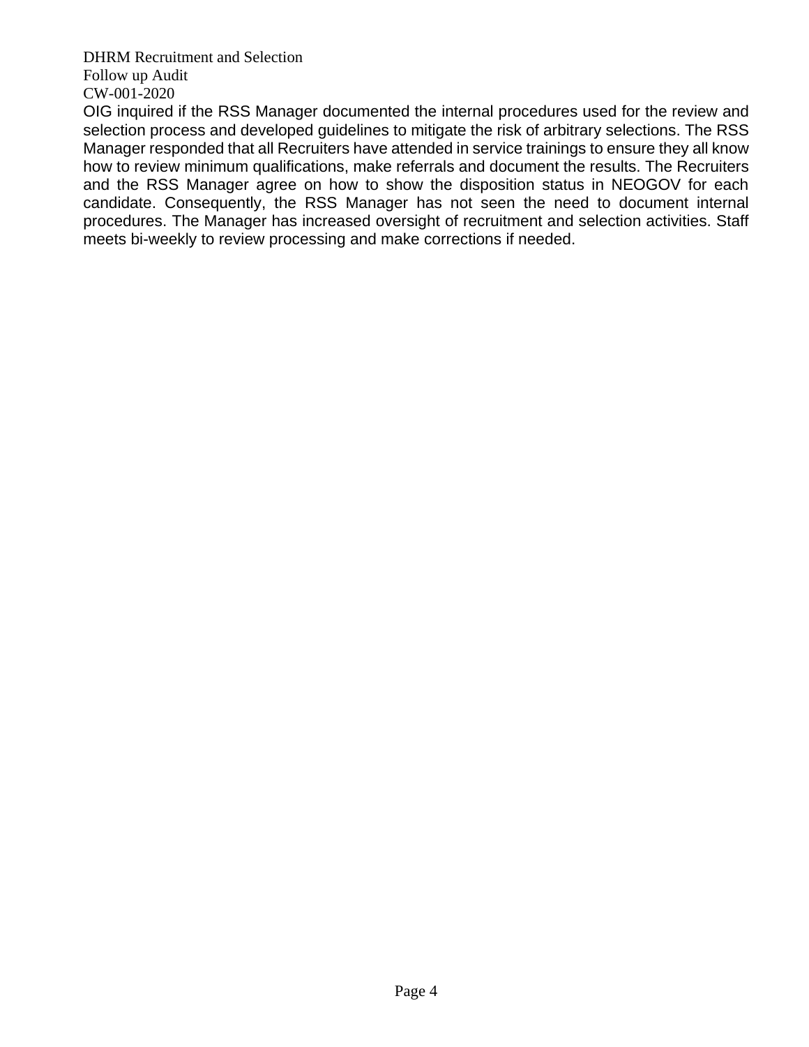OIG inquired if the RSS Manager documented the internal procedures used for the review and selection process and developed guidelines to mitigate the risk of arbitrary selections. The RSS Manager responded that all Recruiters have attended in service trainings to ensure they all know how to review minimum qualifications, make referrals and document the results. The Recruiters and the RSS Manager agree on how to show the disposition status in NEOGOV for each candidate. Consequently, the RSS Manager has not seen the need to document internal procedures. The Manager has increased oversight of recruitment and selection activities. Staff meets bi-weekly to review processing and make corrections if needed.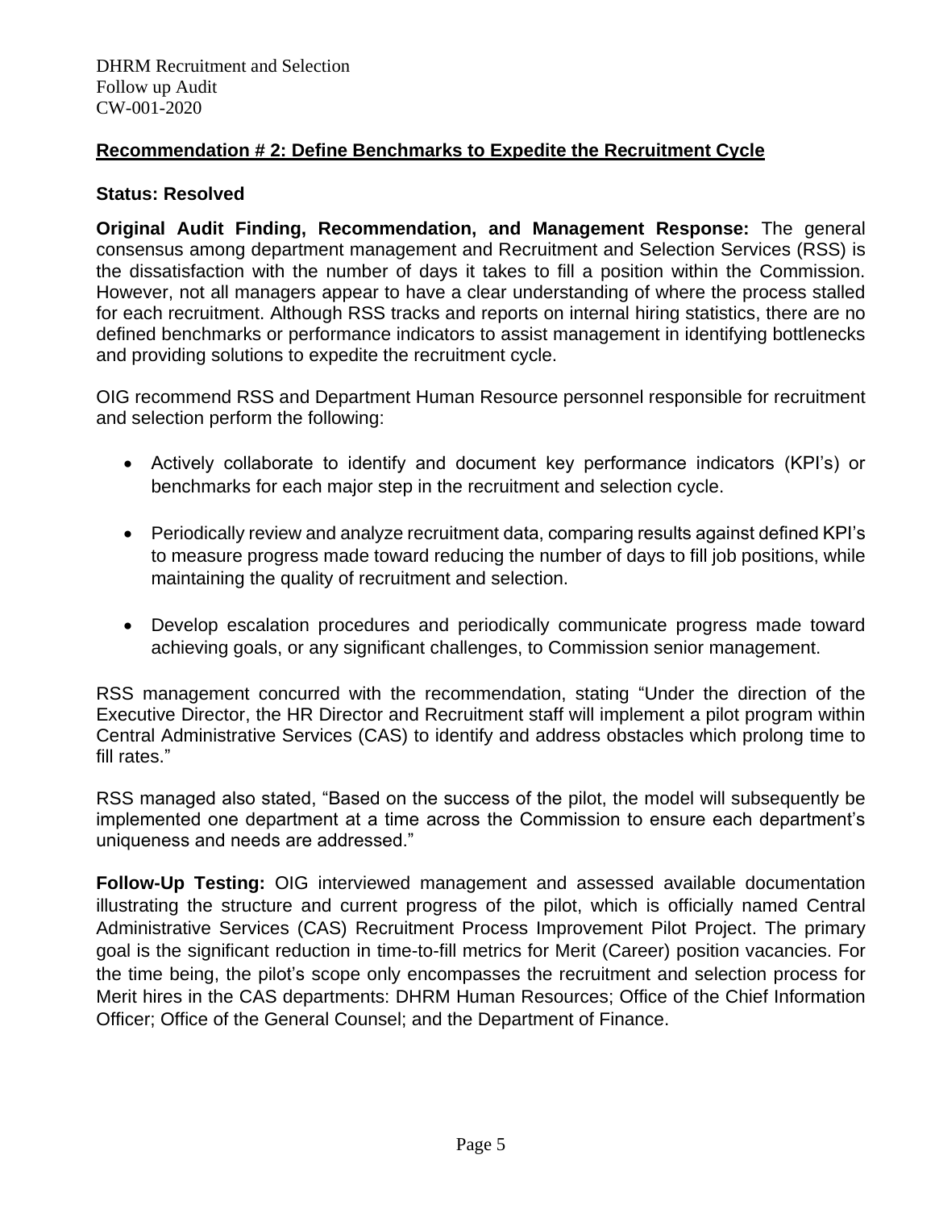## Recommendation # 2: Define Benchmarks to Expedite the Recruitment Cycle

**Status: Resolved**

**Original Audit Finding, Recommendation, and Management Response:** The general consensus among department management and Recruitment and Selection Services (RSS) is the dissatisfaction with the number of days it takes to fill a position within the Commission. However, not all managers appear to have a clear understanding of where the process stalled for each recruitment. Although RSS tracks and reports on internal hiring statistics, there are no defined benchmarks or performance indicators to assist management in identifying bottlenecks and providing solutions to expedite the recruitment cycle.

OIG recommend RSS and Department Human Resource personnel responsible for recruitment and selection perform the following:

- Actively collaborate to identify and document key performance indicators (KPI's) or benchmarks for each major step in the recruitment and selection cycle.
- Periodically review and analyze recruitment data, comparing results against defined KPI's to measure progress made toward reducing the number of days to fill job positions, while maintaining the quality of recruitment and selection.
- Develop escalation procedures and periodically communicate progress made toward achieving goals, or any significant challenges, to Commission senior management.

RSS management concurred with the recommendation, stating "Under the direction of the Executive Director, the HR Director and Recruitment staff will implement a pilot program within Central Administrative Services (CAS) to identify and address obstacles which prolong time to fill rates."

RSS managed also stated, "Based on the success of the pilot, the model will subsequently be implemented one department at a time across the Commission to ensure each department's uniqueness and needs are addressed."

**Follow-Up Testing:** OIG interviewed management and assessed available documentation illustrating the structure and current progress of the pilot, which is officially named Central Administrative Services (CAS) Recruitment Process Improvement Pilot Project. The primary goal is the significant reduction in time-to-fill metrics for Merit (Career) position vacancies. For the time being, the pilot's scope only encompasses the recruitment and selection process for Merit hires in the CAS departments: DHRM Human Resources; Office of the Chief Information Officer; Office of the General Counsel; and the Department of Finance.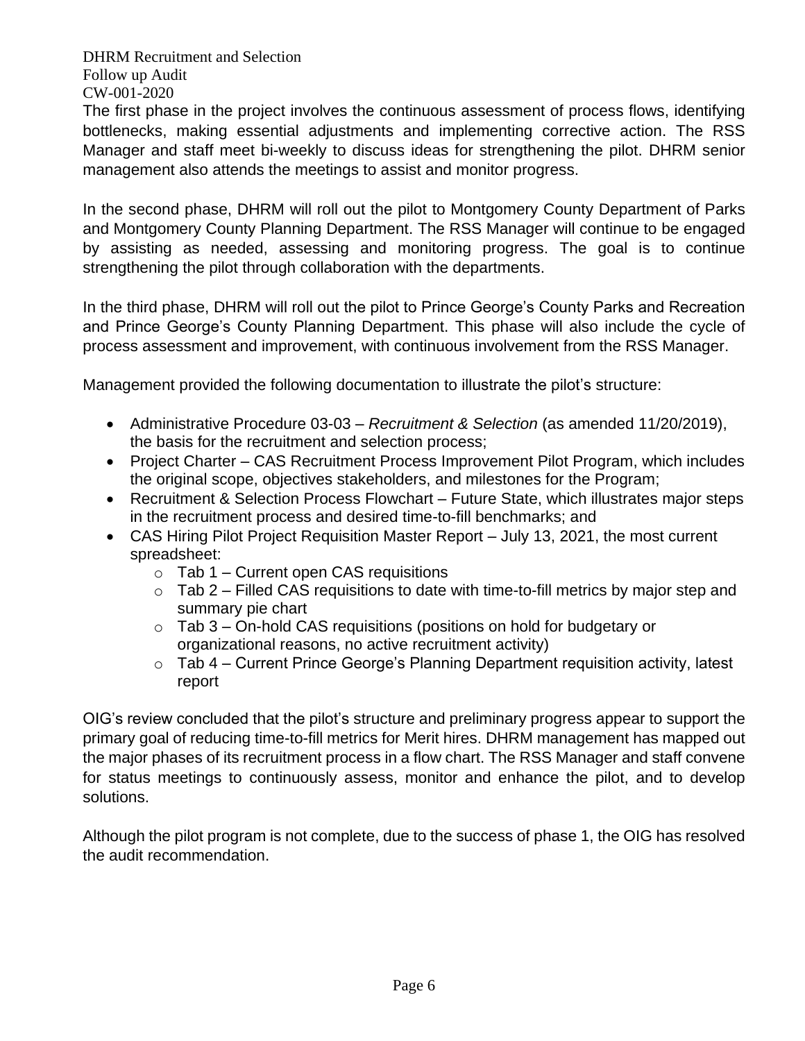The first phase in the project involves the continuous assessment of process flows, identifying bottlenecks, making essential adjustments and implementing corrective action. The RSS Manager and staff meet bi-weekly to discuss ideas for strengthening the pilot. DHRM senior management also attends the meetings to assist and monitor progress.

In the second phase, DHRM will roll out the pilot to Montgomery County Department of Parks and Montgomery County Planning Department. The RSS Manager will continue to be engaged by assisting as needed, assessing and monitoring progress. The goal is to continue strengthening the pilot through collaboration with the departments.

In the third phase, DHRM will roll out the pilot to Prince George's County Parks and Recreation and Prince George's County Planning Department. This phase will also include the cycle of process assessment and improvement, with continuous involvement from the RSS Manager.

Management provided the following documentation to illustrate the pilot's structure:

- Administrative Procedure 03-03 – *Recruitment & Selection* (as amended 11/20/2019), the basis for the recruitment and selection process;
- Project Charter – CAS Recruitment Process Improvement Pilot Program, which includes the original scope, objectives stakeholders, and milestones for the Program;
- Recruitment & Selection Process Flowchart – Future State, which illustrates major steps in the recruitment process and desired time-to-fill benchmarks; and
- CAS Hiring Pilot Project Requisition Master Report – July 13, 2021, the most current spreadsheet:
  - Tab 1 – Current open CAS requisitions
  - Tab 2 – Filled CAS requisitions to date with time-to-fill metrics by major step and summary pie chart
  - Tab 3 – On-hold CAS requisitions (positions on hold for budgetary or organizational reasons, no active recruitment activity)
  - Tab 4 – Current Prince George's Planning Department requisition activity, latest report

OIG's review concluded that the pilot's structure and preliminary progress appear to support the primary goal of reducing time-to-fill metrics for Merit hires. DHRM management has mapped out the major phases of its recruitment process in a flow chart. The RSS Manager and staff convene for status meetings to continuously assess, monitor and enhance the pilot, and to develop solutions.

Although the pilot program is not complete, due to the success of phase 1, the OIG has resolved the audit recommendation.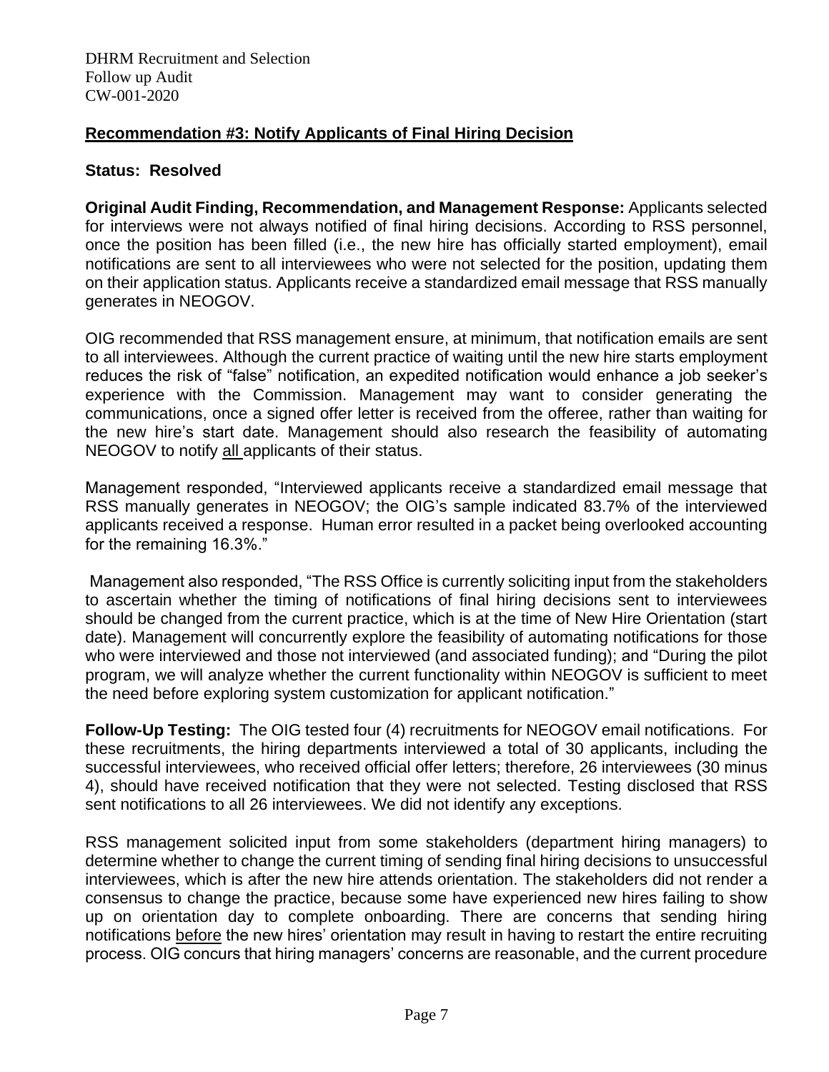## Recommendation #3: Notify Applicants of Final Hiring Decision

**Status: Resolved**

**Original Audit Finding, Recommendation, and Management Response:** Applicants selected for interviews were not always notified of final hiring decisions. According to RSS personnel, once the position has been filled (i.e., the new hire has officially started employment), email notifications are sent to all interviewees who were not selected for the position, updating them on their application status. Applicants receive a standardized email message that RSS manually generates in NEOGOV.

OIG recommended that RSS management ensure, at minimum, that notification emails are sent to all interviewees. Although the current practice of waiting until the new hire starts employment reduces the risk of "false" notification, an expedited notification would enhance a job seeker's experience with the Commission. Management may want to consider generating the communications, once a signed offer letter is received from the offeree, rather than waiting for the new hire's start date. Management should also research the feasibility of automating NEOGOV to notify <u>all</u> applicants of their status.

Management responded, "Interviewed applicants receive a standardized email message that RSS manually generates in NEOGOV; the OIG's sample indicated 83.7% of the interviewed applicants received a response. Human error resulted in a packet being overlooked accounting for the remaining 16.3%."

Management also responded, "The RSS Office is currently soliciting input from the stakeholders to ascertain whether the timing of notifications of final hiring decisions sent to interviewees should be changed from the current practice, which is at the time of New Hire Orientation (start date). Management will concurrently explore the feasibility of automating notifications for those who were interviewed and those not interviewed (and associated funding); and "During the pilot program, we will analyze whether the current functionality within NEOGOV is sufficient to meet the need before exploring system customization for applicant notification."

**Follow-Up Testing:** The OIG tested four (4) recruitments for NEOGOV email notifications. For these recruitments, the hiring departments interviewed a total of 30 applicants, including the successful interviewees, who received official offer letters; therefore, 26 interviewees (30 minus 4), should have received notification that they were not selected. Testing disclosed that RSS sent notifications to all 26 interviewees. We did not identify any exceptions.

RSS management solicited input from some stakeholders (department hiring managers) to determine whether to change the current timing of sending final hiring decisions to unsuccessful interviewees, which is after the new hire attends orientation. The stakeholders did not render a consensus to change the practice, because some have experienced new hires failing to show up on orientation day to complete onboarding. There are concerns that sending hiring notifications <u>before</u> the new hires' orientation may result in having to restart the entire recruiting process. OIG concurs that hiring managers' concerns are reasonable, and the current procedure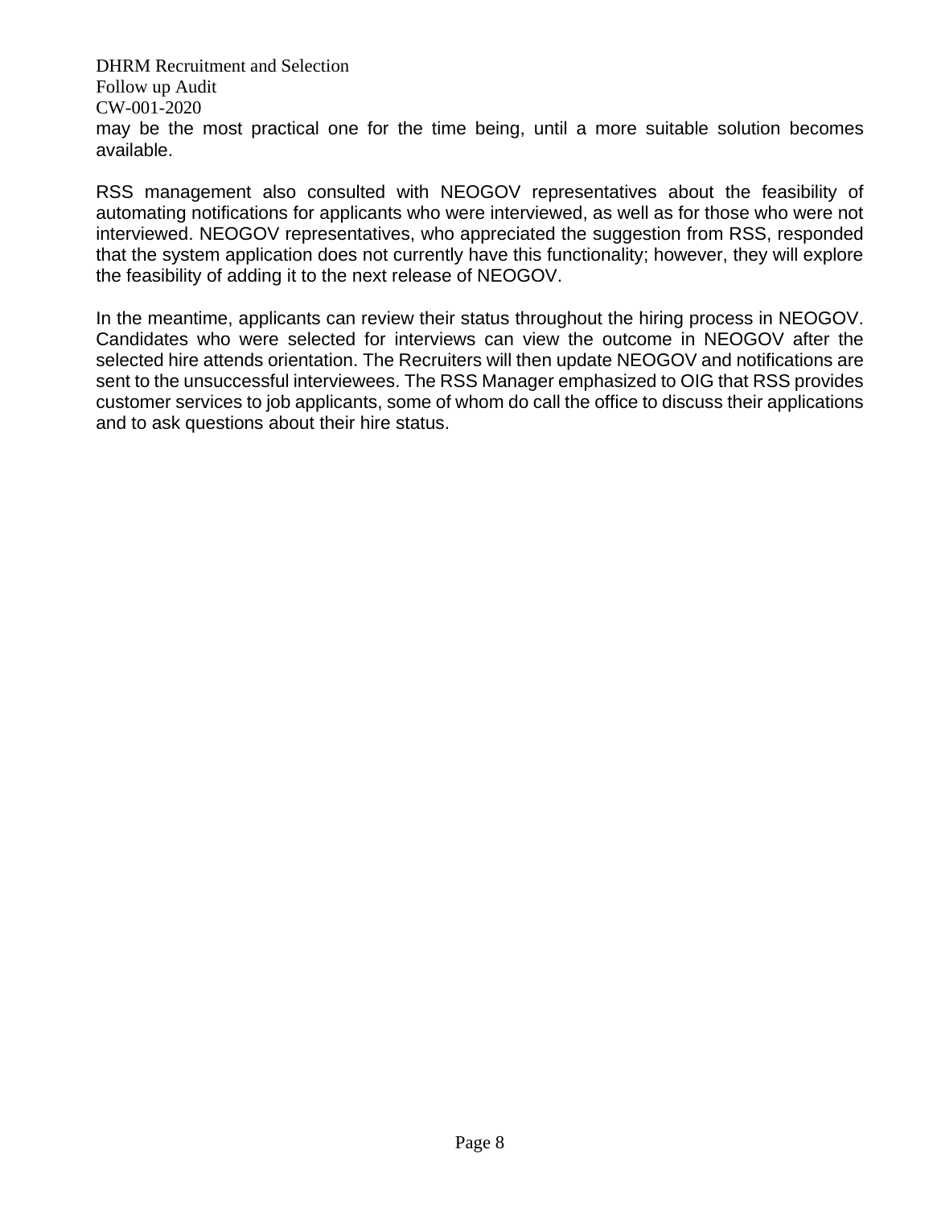may be the most practical one for the time being, until a more suitable solution becomes available.

RSS management also consulted with NEOGOV representatives about the feasibility of automating notifications for applicants who were interviewed, as well as for those who were not interviewed. NEOGOV representatives, who appreciated the suggestion from RSS, responded that the system application does not currently have this functionality; however, they will explore the feasibility of adding it to the next release of NEOGOV.

In the meantime, applicants can review their status throughout the hiring process in NEOGOV. Candidates who were selected for interviews can view the outcome in NEOGOV after the selected hire attends orientation. The Recruiters will then update NEOGOV and notifications are sent to the unsuccessful interviewees. The RSS Manager emphasized to OIG that RSS provides customer services to job applicants, some of whom do call the office to discuss their applications and to ask questions about their hire status.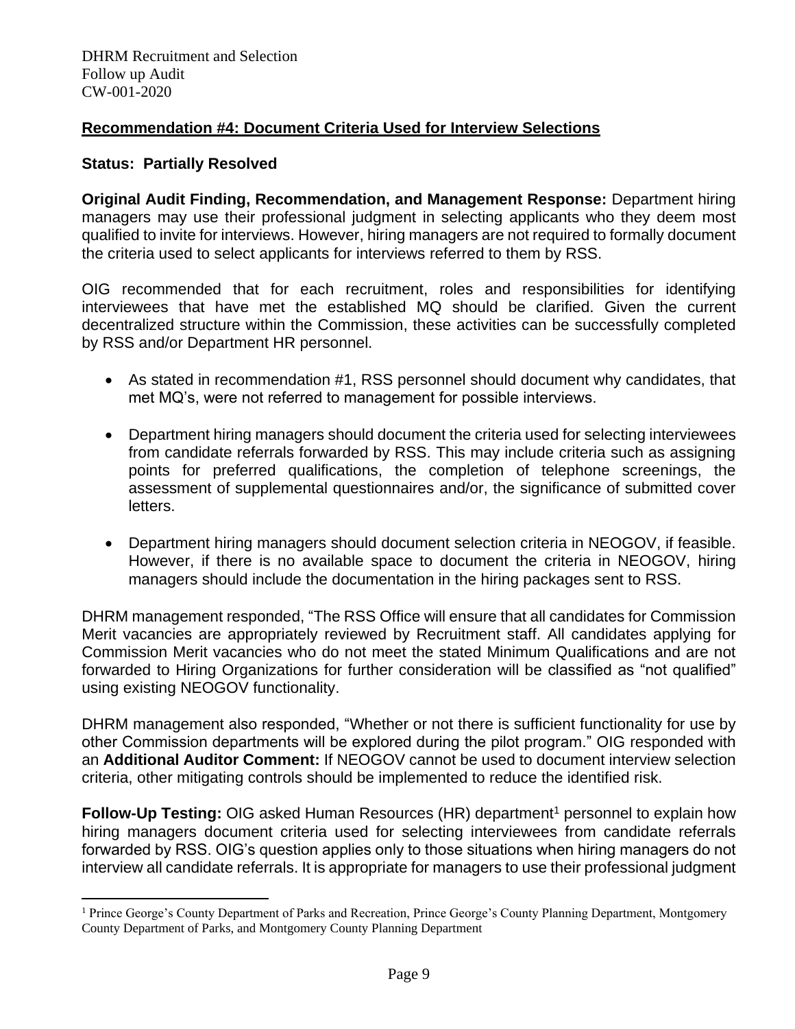## Recommendation #4: Document Criteria Used for Interview Selections

**Status: Partially Resolved**

**Original Audit Finding, Recommendation, and Management Response:** Department hiring managers may use their professional judgment in selecting applicants who they deem most qualified to invite for interviews. However, hiring managers are not required to formally document the criteria used to select applicants for interviews referred to them by RSS.

OIG recommended that for each recruitment, roles and responsibilities for identifying interviewees that have met the established MQ should be clarified. Given the current decentralized structure within the Commission, these activities can be successfully completed by RSS and/or Department HR personnel.

- As stated in recommendation #1, RSS personnel should document why candidates, that met MQ's, were not referred to management for possible interviews.
- Department hiring managers should document the criteria used for selecting interviewees from candidate referrals forwarded by RSS. This may include criteria such as assigning points for preferred qualifications, the completion of telephone screenings, the assessment of supplemental questionnaires and/or, the significance of submitted cover letters.
- Department hiring managers should document selection criteria in NEOGOV, if feasible. However, if there is no available space to document the criteria in NEOGOV, hiring managers should include the documentation in the hiring packages sent to RSS.

DHRM management responded, "The RSS Office will ensure that all candidates for Commission Merit vacancies are appropriately reviewed by Recruitment staff. All candidates applying for Commission Merit vacancies who do not meet the stated Minimum Qualifications and are not forwarded to Hiring Organizations for further consideration will be classified as "not qualified" using existing NEOGOV functionality.

DHRM management also responded, "Whether or not there is sufficient functionality for use by other Commission departments will be explored during the pilot program." OIG responded with an **Additional Auditor Comment:** If NEOGOV cannot be used to document interview selection criteria, other mitigating controls should be implemented to reduce the identified risk.

**Follow-Up Testing:** OIG asked Human Resources (HR) department[1] personnel to explain how hiring managers document criteria used for selecting interviewees from candidate referrals forwarded by RSS. OIG's question applies only to those situations when hiring managers do not interview all candidate referrals. It is appropriate for managers to use their professional judgment

[1] Prince George's County Department of Parks and Recreation, Prince George's County Planning Department, Montgomery County Department of Parks, and Montgomery County Planning Department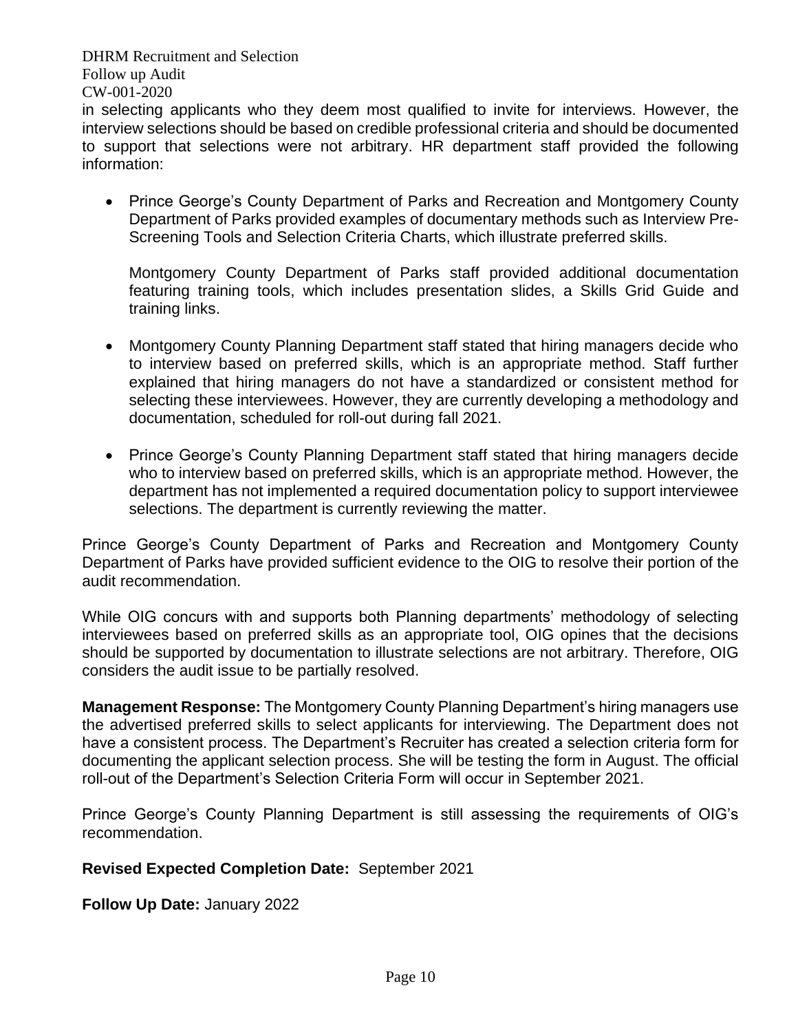in selecting applicants who they deem most qualified to invite for interviews. However, the interview selections should be based on credible professional criteria and should be documented to support that selections were not arbitrary. HR department staff provided the following information:

- Prince George's County Department of Parks and Recreation and Montgomery County Department of Parks provided examples of documentary methods such as Interview Pre-Screening Tools and Selection Criteria Charts, which illustrate preferred skills.

  Montgomery County Department of Parks staff provided additional documentation featuring training tools, which includes presentation slides, a Skills Grid Guide and training links.

- Montgomery County Planning Department staff stated that hiring managers decide who to interview based on preferred skills, which is an appropriate method. Staff further explained that hiring managers do not have a standardized or consistent method for selecting these interviewees. However, they are currently developing a methodology and documentation, scheduled for roll-out during fall 2021.

- Prince George's County Planning Department staff stated that hiring managers decide who to interview based on preferred skills, which is an appropriate method. However, the department has not implemented a required documentation policy to support interviewee selections. The department is currently reviewing the matter.

Prince George's County Department of Parks and Recreation and Montgomery County Department of Parks have provided sufficient evidence to the OIG to resolve their portion of the audit recommendation.

While OIG concurs with and supports both Planning departments' methodology of selecting interviewees based on preferred skills as an appropriate tool, OIG opines that the decisions should be supported by documentation to illustrate selections are not arbitrary. Therefore, OIG considers the audit issue to be partially resolved.

**Management Response:** The Montgomery County Planning Department's hiring managers use the advertised preferred skills to select applicants for interviewing. The Department does not have a consistent process. The Department's Recruiter has created a selection criteria form for documenting the applicant selection process. She will be testing the form in August. The official roll-out of the Department's Selection Criteria Form will occur in September 2021.

Prince George's County Planning Department is still assessing the requirements of OIG's recommendation.

**Revised Expected Completion Date:** September 2021

**Follow Up Date:** January 2022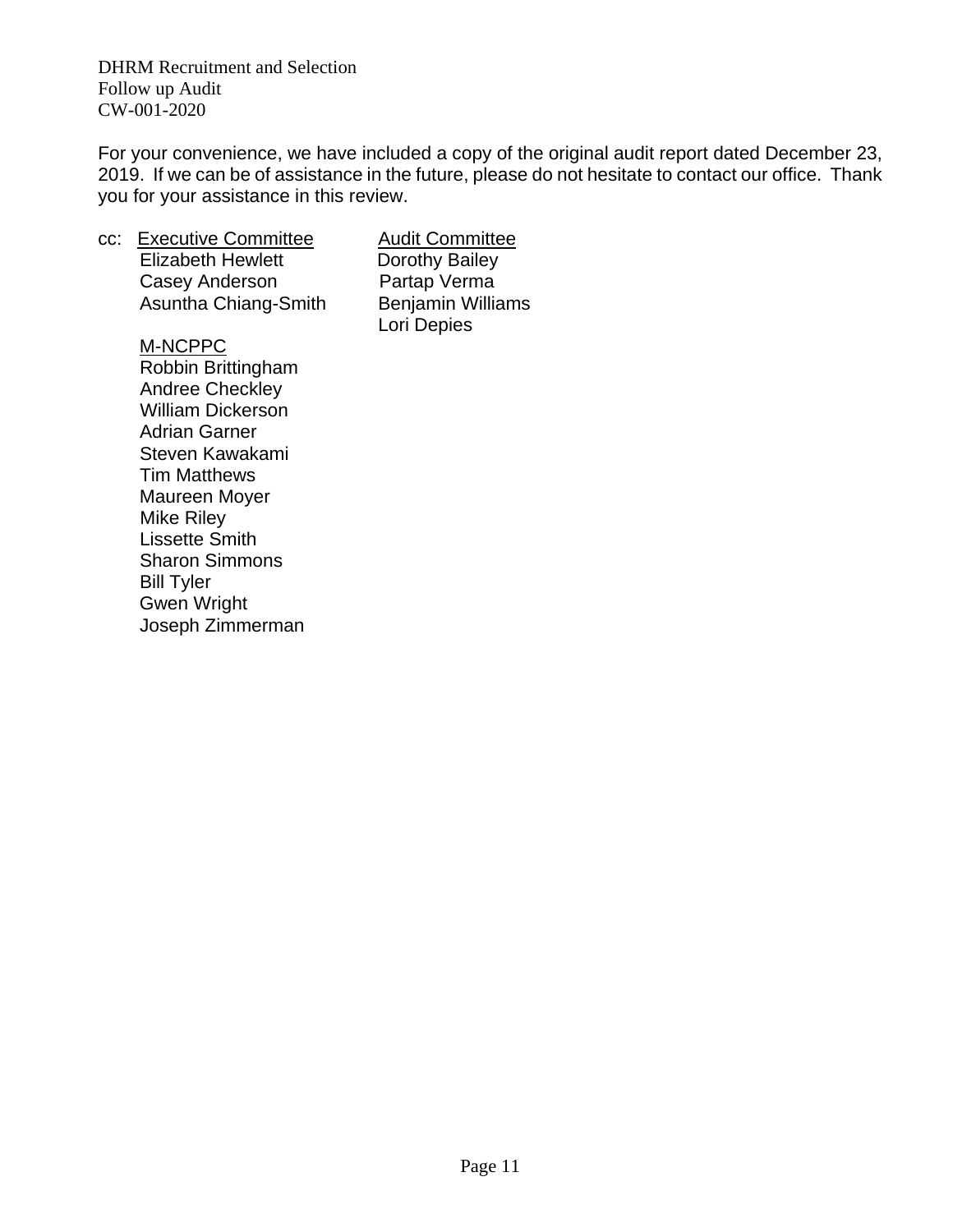DHRM Recruitment and Selection
Follow up Audit
CW-001-2020

For your convenience, we have included a copy of the original audit report dated December 23, 2019. If we can be of assistance in the future, please do not hesitate to contact our office. Thank you for your assistance in this review.

cc: Executive Committee
Elizabeth Hewlett
Casey Anderson
Asuntha Chiang-Smith

Audit Committee
Dorothy Bailey
Partap Verma
Benjamin Williams
Lori Depies

M-NCPPC
Robbin Brittingham
Andree Checkley
William Dickerson
Adrian Garner
Steven Kawakami
Tim Matthews
Maureen Moyer
Mike Riley
Lissette Smith
Sharon Simmons
Bill Tyler
Gwen Wright
Joseph Zimmerman